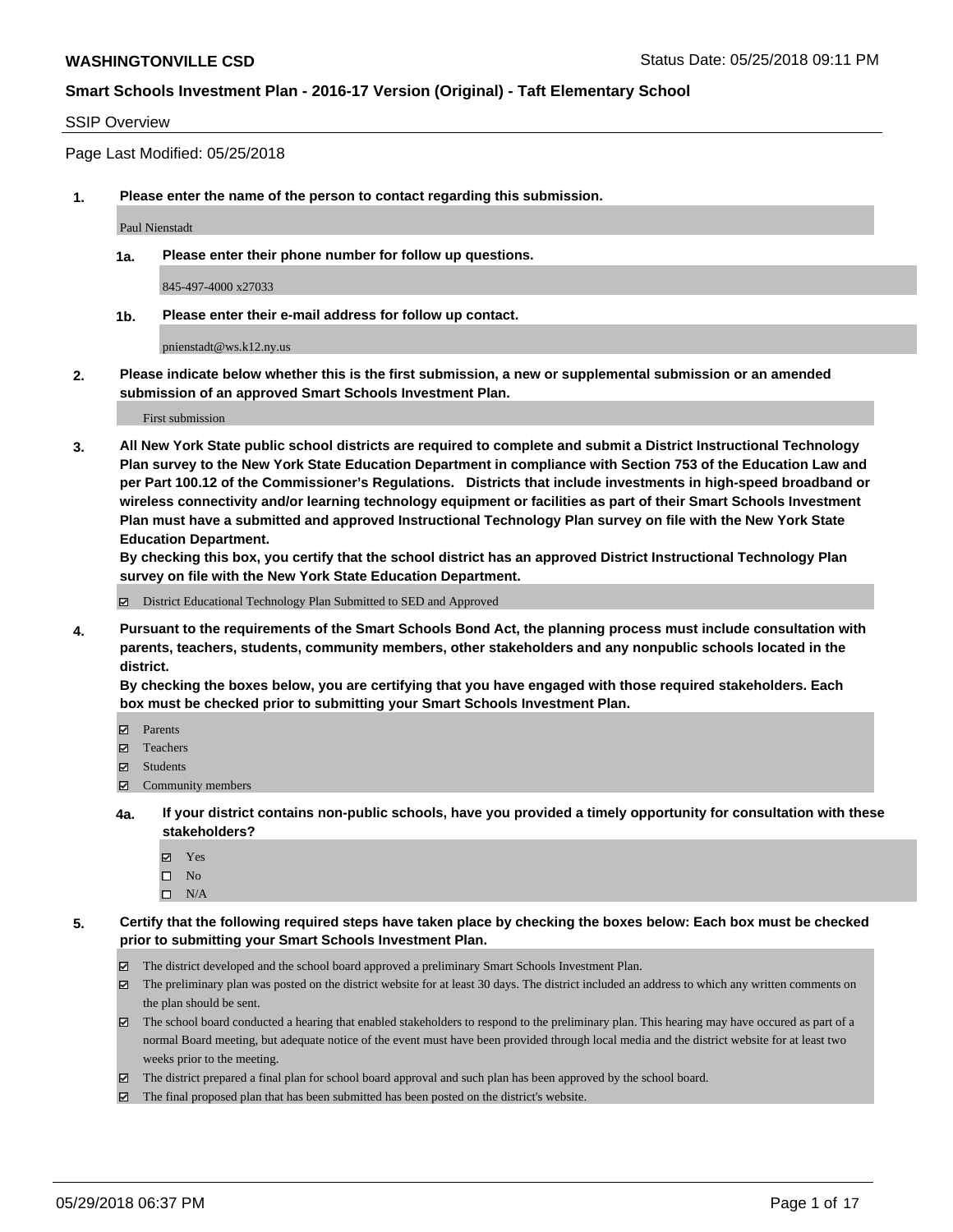**WASHINGTONVILLE CSD** Status Date: 05/25/2018 09:11 PM

**Smart Schools Investment Plan - 2016-17 Version (Original) - Taft Elementary School**

SSIP Overview

Page Last Modified: 05/25/2018

**1. Please enter the name of the person to contact regarding this submission.**

Paul Nienstadt

**1a. Please enter their phone number for follow up questions.**

845-497-4000 x27033

**1b. Please enter their e-mail address for follow up contact.**

pnienstadt@ws.k12.ny.us

**2. Please indicate below whether this is the first submission, a new or supplemental submission or an amended submission of an approved Smart Schools Investment Plan.**

First submission

**3. All New York State public school districts are required to complete and submit a District Instructional Technology Plan survey to the New York State Education Department in compliance with Section 753 of the Education Law and per Part 100.12 of the Commissioner's Regulations. Districts that include investments in high-speed broadband or wireless connectivity and/or learning technology equipment or facilities as part of their Smart Schools Investment Plan must have a submitted and approved Instructional Technology Plan survey on file with the New York State Education Department.**
**By checking this box, you certify that the school district has an approved District Instructional Technology Plan survey on file with the New York State Education Department.**

- ☑ District Educational Technology Plan Submitted to SED and Approved

**4. Pursuant to the requirements of the Smart Schools Bond Act, the planning process must include consultation with parents, teachers, students, community members, other stakeholders and any nonpublic schools located in the district.**
**By checking the boxes below, you are certifying that you have engaged with those required stakeholders. Each box must be checked prior to submitting your Smart Schools Investment Plan.**

- ☑ Parents
- ☑ Teachers
- ☑ Students
- ☑ Community members

**4a. If your district contains non-public schools, have you provided a timely opportunity for consultation with these stakeholders?**

- ☑ Yes
- ☐ No
- ☐ N/A

**5. Certify that the following required steps have taken place by checking the boxes below: Each box must be checked prior to submitting your Smart Schools Investment Plan.**

- ☑ The district developed and the school board approved a preliminary Smart Schools Investment Plan.
- ☑ The preliminary plan was posted on the district website for at least 30 days. The district included an address to which any written comments on the plan should be sent.
- ☑ The school board conducted a hearing that enabled stakeholders to respond to the preliminary plan. This hearing may have occured as part of a normal Board meeting, but adequate notice of the event must have been provided through local media and the district website for at least two weeks prior to the meeting.
- ☑ The district prepared a final plan for school board approval and such plan has been approved by the school board.
- ☑ The final proposed plan that has been submitted has been posted on the district's website.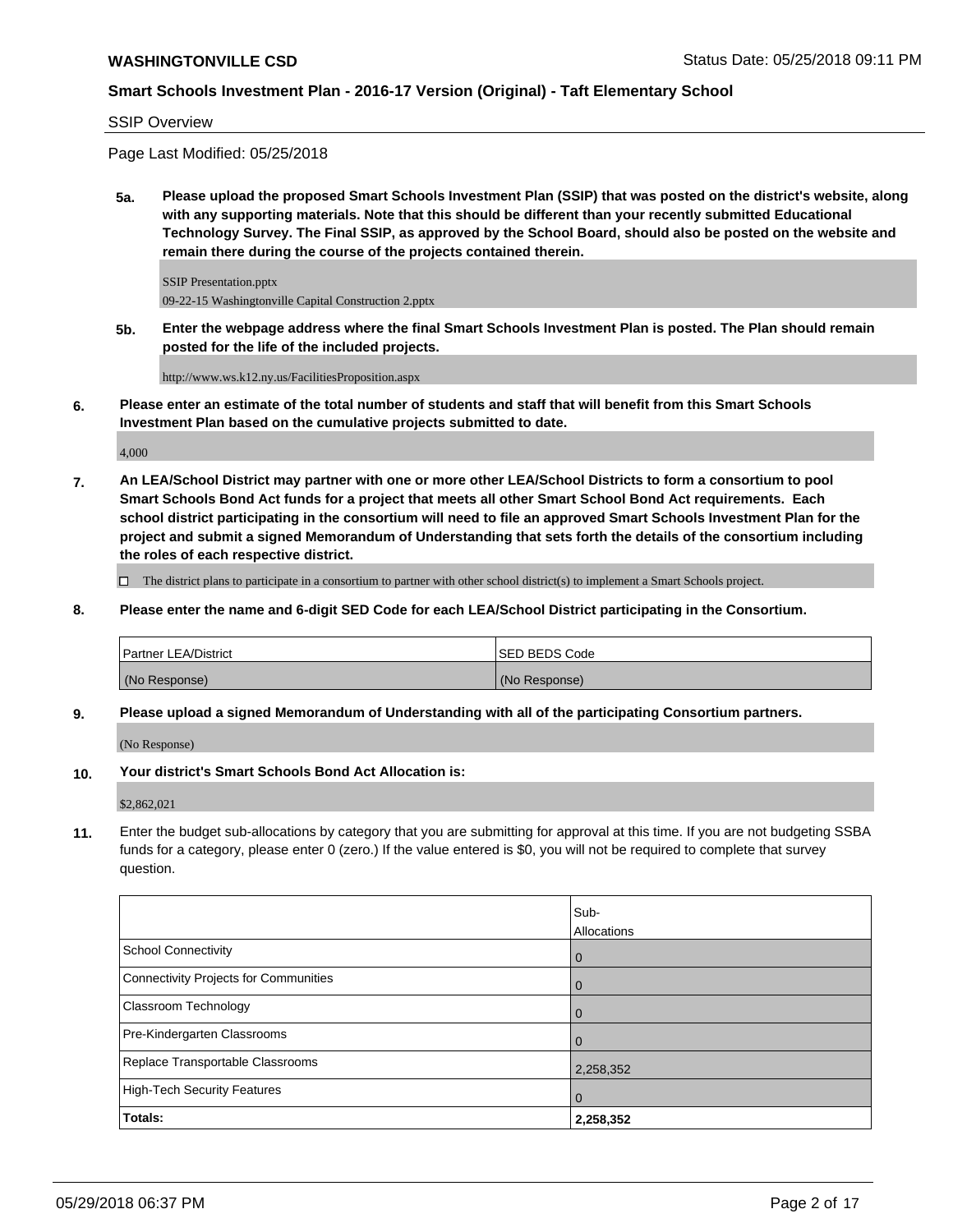SSIP Overview

Page Last Modified: 05/25/2018

**5a. Please upload the proposed Smart Schools Investment Plan (SSIP) that was posted on the district's website, along with any supporting materials. Note that this should be different than your recently submitted Educational Technology Survey. The Final SSIP, as approved by the School Board, should also be posted on the website and remain there during the course of the projects contained therein.**

SSIP Presentation.pptx
09-22-15 Washingtonville Capital Construction 2.pptx

**5b. Enter the webpage address where the final Smart Schools Investment Plan is posted. The Plan should remain posted for the life of the included projects.**

http://www.ws.k12.ny.us/FacilitiesProposition.aspx

**6. Please enter an estimate of the total number of students and staff that will benefit from this Smart Schools Investment Plan based on the cumulative projects submitted to date.**

4,000

**7. An LEA/School District may partner with one or more other LEA/School Districts to form a consortium to pool Smart Schools Bond Act funds for a project that meets all other Smart School Bond Act requirements. Each school district participating in the consortium will need to file an approved Smart Schools Investment Plan for the project and submit a signed Memorandum of Understanding that sets forth the details of the consortium including the roles of each respective district.**

☐ The district plans to participate in a consortium to partner with other school district(s) to implement a Smart Schools project.

**8. Please enter the name and 6-digit SED Code for each LEA/School District participating in the Consortium.**

| Partner LEA/District | SED BEDS Code |
|---|---|
| (No Response) | (No Response) |

**9. Please upload a signed Memorandum of Understanding with all of the participating Consortium partners.**

(No Response)

**10. Your district's Smart Schools Bond Act Allocation is:**

$2,862,021

**11.** Enter the budget sub-allocations by category that you are submitting for approval at this time. If you are not budgeting SSBA funds for a category, please enter 0 (zero.) If the value entered is $0, you will not be required to complete that survey question.

| | Sub-Allocations |
|---|---|
| School Connectivity | 0 |
| Connectivity Projects for Communities | 0 |
| Classroom Technology | 0 |
| Pre-Kindergarten Classrooms | 0 |
| Replace Transportable Classrooms | 2,258,352 |
| High-Tech Security Features | 0 |
| **Totals:** | **2,258,352** |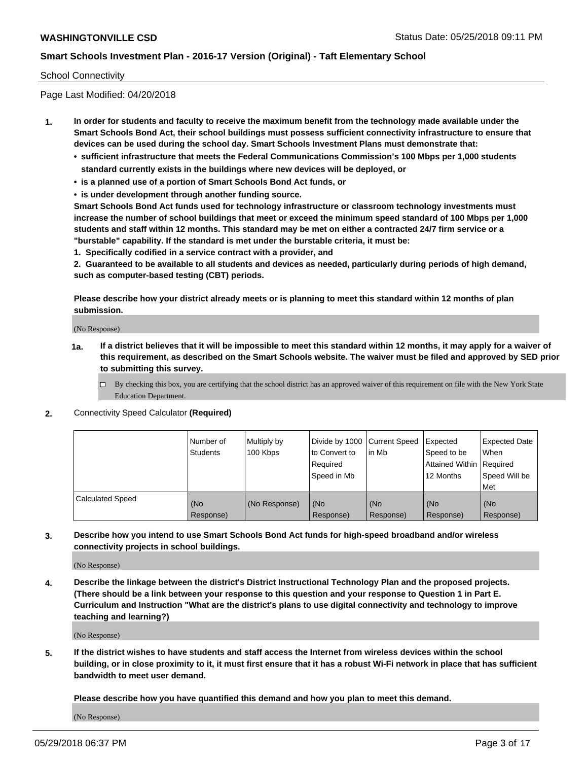School Connectivity

Page Last Modified: 04/20/2018

**1. In order for students and faculty to receive the maximum benefit from the technology made available under the Smart Schools Bond Act, their school buildings must possess sufficient connectivity infrastructure to ensure that devices can be used during the school day. Smart Schools Investment Plans must demonstrate that:**

- **sufficient infrastructure that meets the Federal Communications Commission's 100 Mbps per 1,000 students standard currently exists in the buildings where new devices will be deployed, or**
- **is a planned use of a portion of Smart Schools Bond Act funds, or**
- **is under development through another funding source.**

**Smart Schools Bond Act funds used for technology infrastructure or classroom technology investments must increase the number of school buildings that meet or exceed the minimum speed standard of 100 Mbps per 1,000 students and staff within 12 months. This standard may be met on either a contracted 24/7 firm service or a "burstable" capability. If the standard is met under the burstable criteria, it must be:**

**1. Specifically codified in a service contract with a provider, and**

**2. Guaranteed to be available to all students and devices as needed, particularly during periods of high demand, such as computer-based testing (CBT) periods.**

**Please describe how your district already meets or is planning to meet this standard within 12 months of plan submission.**

(No Response)

**1a. If a district believes that it will be impossible to meet this standard within 12 months, it may apply for a waiver of this requirement, as described on the Smart Schools website. The waiver must be filed and approved by SED prior to submitting this survey.**

☐ By checking this box, you are certifying that the school district has an approved waiver of this requirement on file with the New York State Education Department.

**2.** Connectivity Speed Calculator **(Required)**

| | Number of Students | Multiply by 100 Kbps | Divide by 1000 to Convert to Required Speed in Mb | Current Speed in Mb | Expected Speed to be Attained Within 12 Months | Expected Date When Required Speed Will be Met |
|---|---|---|---|---|---|---|
| Calculated Speed | (No Response) | (No Response) | (No Response) | (No Response) | (No Response) | (No Response) |

**3. Describe how you intend to use Smart Schools Bond Act funds for high-speed broadband and/or wireless connectivity projects in school buildings.**

(No Response)

**4. Describe the linkage between the district's District Instructional Technology Plan and the proposed projects. (There should be a link between your response to this question and your response to Question 1 in Part E. Curriculum and Instruction "What are the district's plans to use digital connectivity and technology to improve teaching and learning?)**

(No Response)

**5. If the district wishes to have students and staff access the Internet from wireless devices within the school building, or in close proximity to it, it must first ensure that it has a robust Wi-Fi network in place that has sufficient bandwidth to meet user demand.**

**Please describe how you have quantified this demand and how you plan to meet this demand.**

(No Response)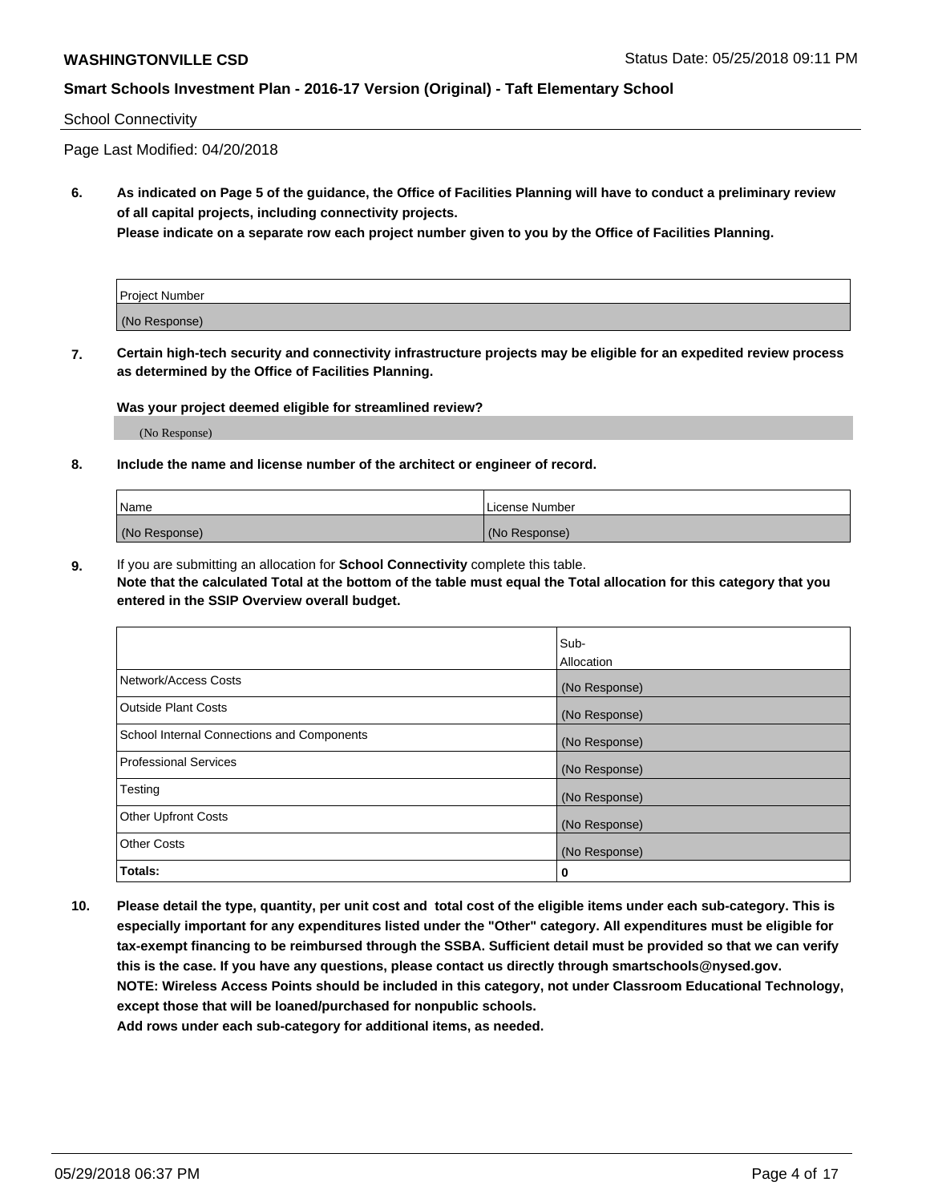School Connectivity

Page Last Modified: 04/20/2018

**6. As indicated on Page 5 of the guidance, the Office of Facilities Planning will have to conduct a preliminary review of all capital projects, including connectivity projects.**
**Please indicate on a separate row each project number given to you by the Office of Facilities Planning.**

| Project Number |
|---|
| (No Response) |

**7. Certain high-tech security and connectivity infrastructure projects may be eligible for an expedited review process as determined by the Office of Facilities Planning.**

**Was your project deemed eligible for streamlined review?**

(No Response)

**8. Include the name and license number of the architect or engineer of record.**

| Name | License Number |
|---|---|
| (No Response) | (No Response) |

**9.** If you are submitting an allocation for **School Connectivity** complete this table.
**Note that the calculated Total at the bottom of the table must equal the Total allocation for this category that you entered in the SSIP Overview overall budget.**

| | Sub-Allocation |
|---|---|
| Network/Access Costs | (No Response) |
| Outside Plant Costs | (No Response) |
| School Internal Connections and Components | (No Response) |
| Professional Services | (No Response) |
| Testing | (No Response) |
| Other Upfront Costs | (No Response) |
| Other Costs | (No Response) |
| **Totals:** | **0** |

**10. Please detail the type, quantity, per unit cost and total cost of the eligible items under each sub-category. This is especially important for any expenditures listed under the "Other" category. All expenditures must be eligible for tax-exempt financing to be reimbursed through the SSBA. Sufficient detail must be provided so that we can verify this is the case. If you have any questions, please contact us directly through smartschools@nysed.gov.**
**NOTE: Wireless Access Points should be included in this category, not under Classroom Educational Technology, except those that will be loaned/purchased for nonpublic schools.**
**Add rows under each sub-category for additional items, as needed.**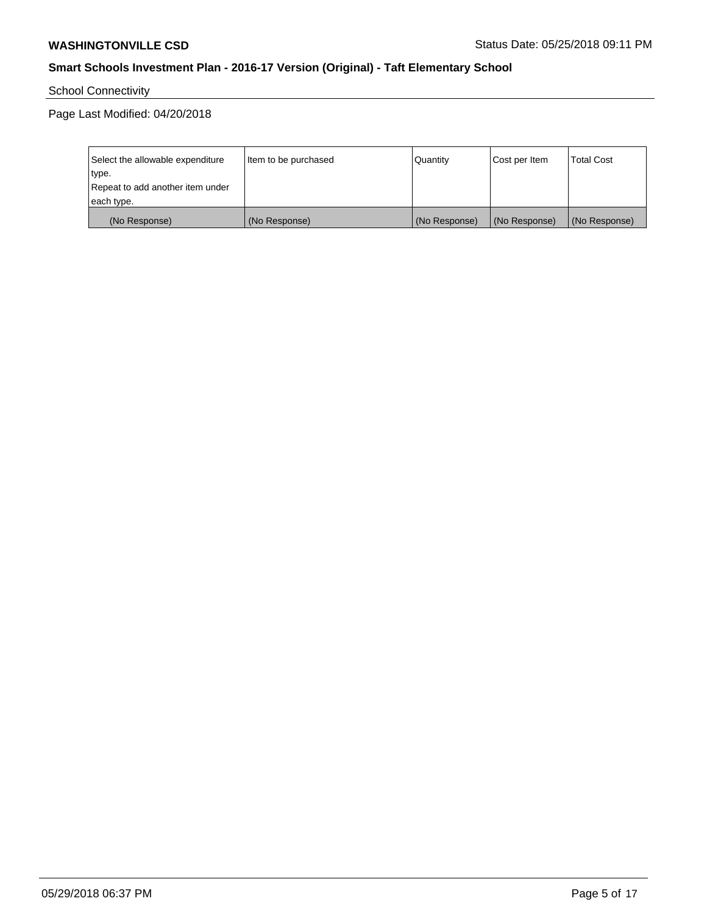**WASHINGTONVILLE CSD** Status Date: 05/25/2018 09:11 PM

**Smart Schools Investment Plan - 2016-17 Version (Original) - Taft Elementary School**

School Connectivity

Page Last Modified: 04/20/2018

| Select the allowable expenditure type. Repeat to add another item under each type. | Item to be purchased | Quantity | Cost per Item | Total Cost |
| --- | --- | --- | --- | --- |
| (No Response) | (No Response) | (No Response) | (No Response) | (No Response) |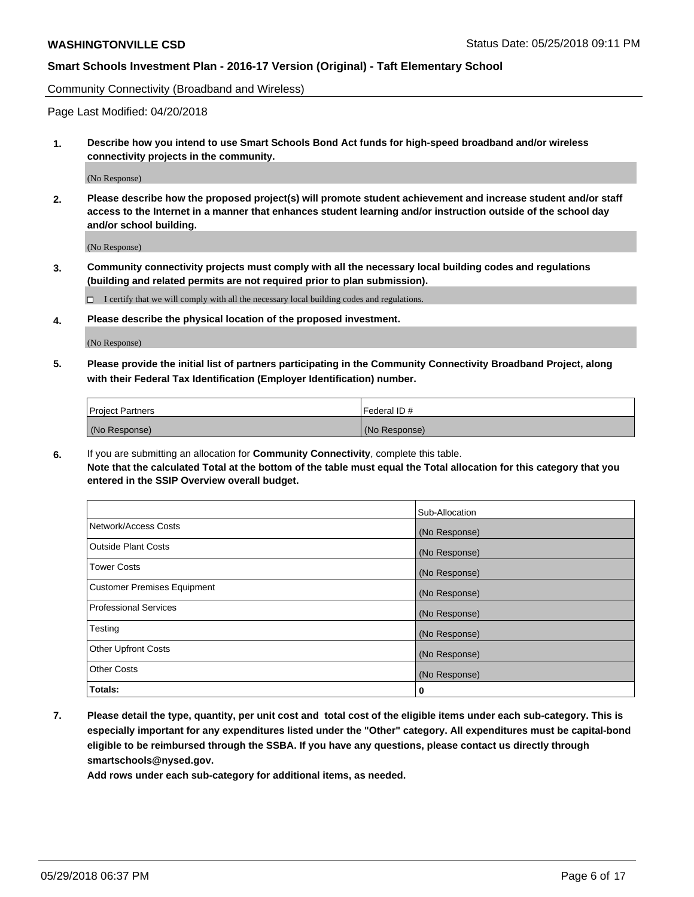Community Connectivity (Broadband and Wireless)

Page Last Modified: 04/20/2018

**1. Describe how you intend to use Smart Schools Bond Act funds for high-speed broadband and/or wireless connectivity projects in the community.**

(No Response)

**2. Please describe how the proposed project(s) will promote student achievement and increase student and/or staff access to the Internet in a manner that enhances student learning and/or instruction outside of the school day and/or school building.**

(No Response)

**3. Community connectivity projects must comply with all the necessary local building codes and regulations (building and related permits are not required prior to plan submission).**

☐ I certify that we will comply with all the necessary local building codes and regulations.

**4. Please describe the physical location of the proposed investment.**

(No Response)

**5. Please provide the initial list of partners participating in the Community Connectivity Broadband Project, along with their Federal Tax Identification (Employer Identification) number.**

| Project Partners | Federal ID # |
|---|---|
| (No Response) | (No Response) |

**6.** If you are submitting an allocation for **Community Connectivity**, complete this table.
**Note that the calculated Total at the bottom of the table must equal the Total allocation for this category that you entered in the SSIP Overview overall budget.**

| | Sub-Allocation |
|---|---|
| Network/Access Costs | (No Response) |
| Outside Plant Costs | (No Response) |
| Tower Costs | (No Response) |
| Customer Premises Equipment | (No Response) |
| Professional Services | (No Response) |
| Testing | (No Response) |
| Other Upfront Costs | (No Response) |
| Other Costs | (No Response) |
| **Totals:** | **0** |

**7. Please detail the type, quantity, per unit cost and total cost of the eligible items under each sub-category. This is especially important for any expenditures listed under the "Other" category. All expenditures must be capital-bond eligible to be reimbursed through the SSBA. If you have any questions, please contact us directly through smartschools@nysed.gov.**

**Add rows under each sub-category for additional items, as needed.**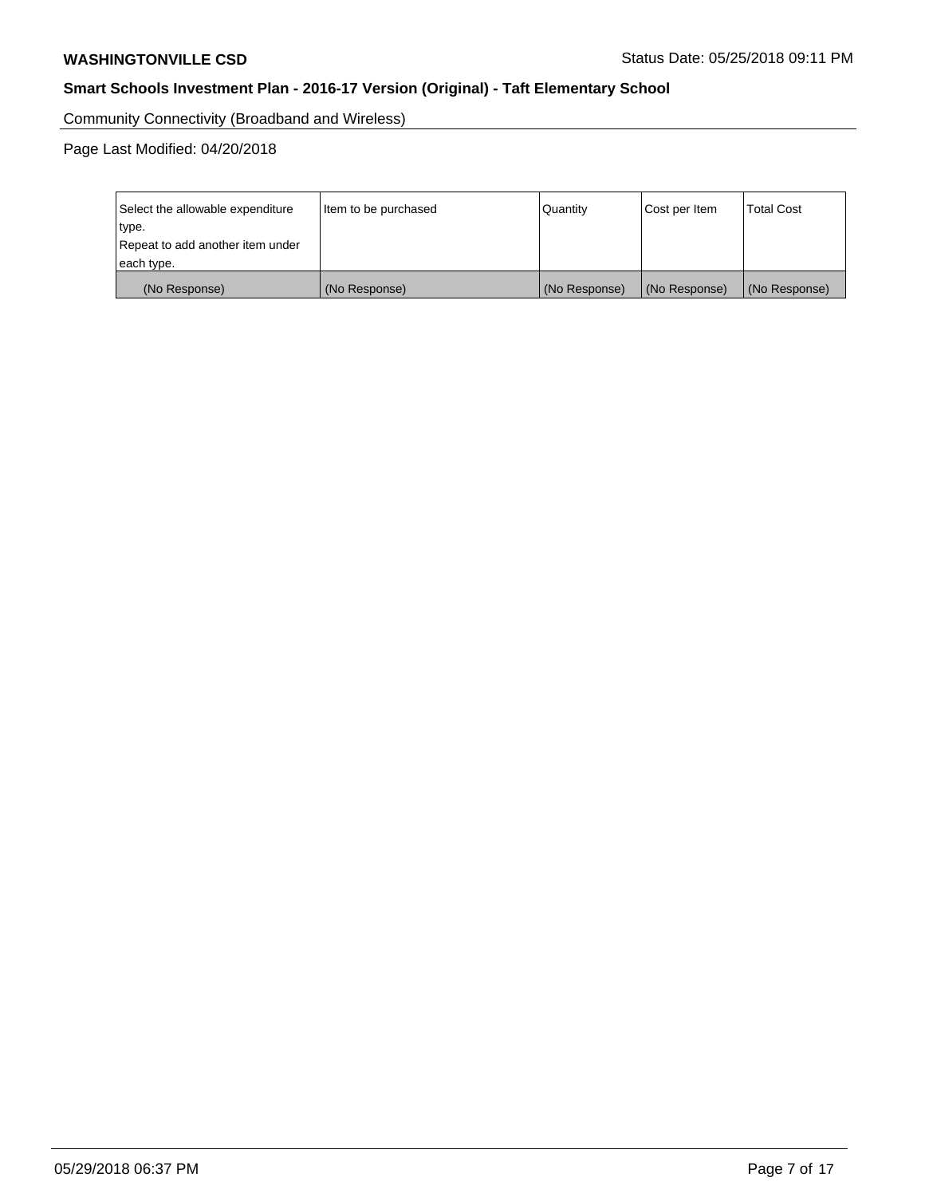Community Connectivity (Broadband and Wireless)

Page Last Modified: 04/20/2018

| Select the allowable expenditure type.<br>Repeat to add another item under each type. | Item to be purchased | Quantity | Cost per Item | Total Cost |
|---|---|---|---|---|
| (No Response) | (No Response) | (No Response) | (No Response) | (No Response) |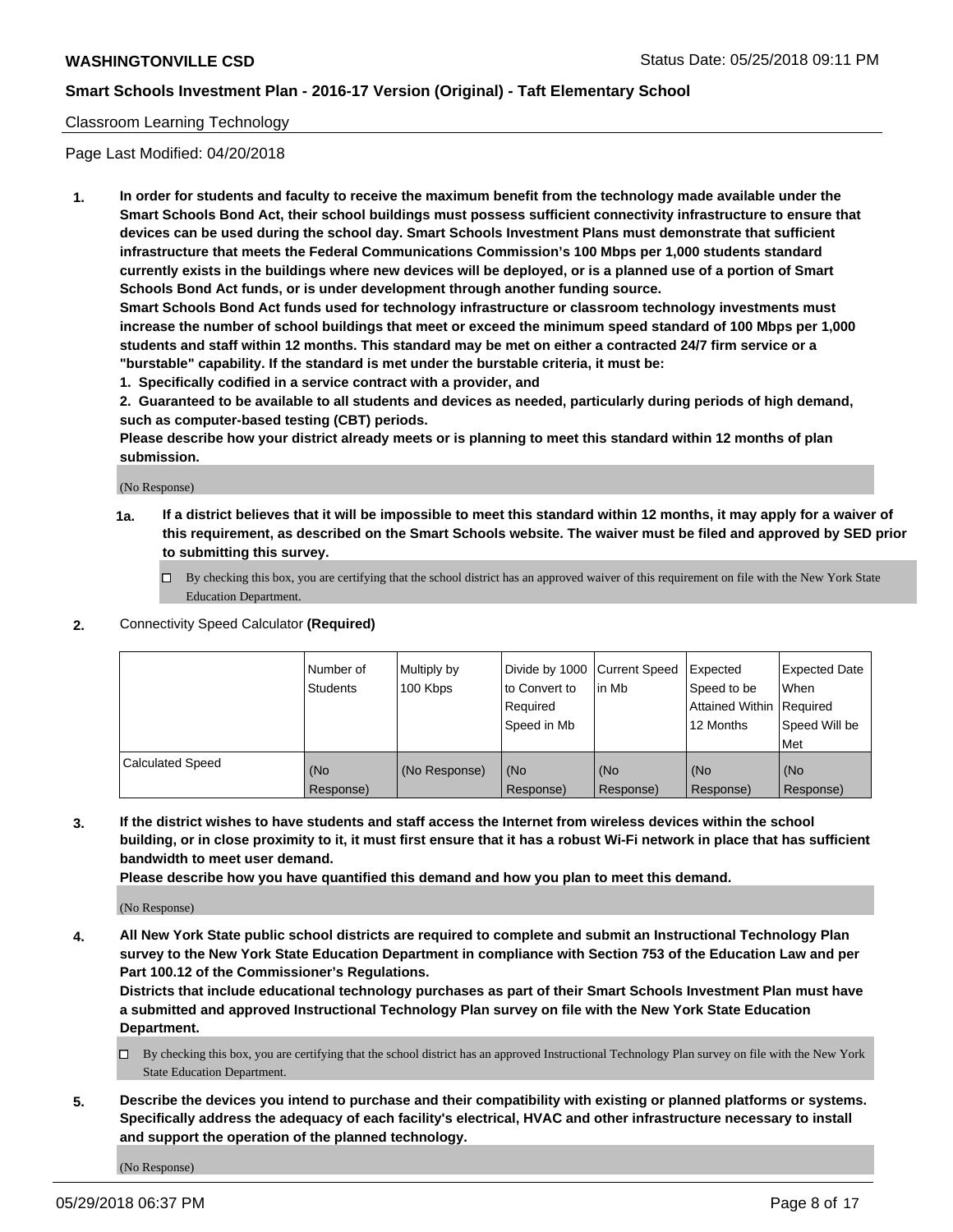## Classroom Learning Technology

Page Last Modified: 04/20/2018

**1. In order for students and faculty to receive the maximum benefit from the technology made available under the Smart Schools Bond Act, their school buildings must possess sufficient connectivity infrastructure to ensure that devices can be used during the school day. Smart Schools Investment Plans must demonstrate that sufficient infrastructure that meets the Federal Communications Commission's 100 Mbps per 1,000 students standard currently exists in the buildings where new devices will be deployed, or is a planned use of a portion of Smart Schools Bond Act funds, or is under development through another funding source.**

**Smart Schools Bond Act funds used for technology infrastructure or classroom technology investments must increase the number of school buildings that meet or exceed the minimum speed standard of 100 Mbps per 1,000 students and staff within 12 months. This standard may be met on either a contracted 24/7 firm service or a "burstable" capability. If the standard is met under the burstable criteria, it must be:**

**1. Specifically codified in a service contract with a provider, and**

**2. Guaranteed to be available to all students and devices as needed, particularly during periods of high demand, such as computer-based testing (CBT) periods.**

**Please describe how your district already meets or is planning to meet this standard within 12 months of plan submission.**

(No Response)

**1a. If a district believes that it will be impossible to meet this standard within 12 months, it may apply for a waiver of this requirement, as described on the Smart Schools website. The waiver must be filed and approved by SED prior to submitting this survey.**

☐ By checking this box, you are certifying that the school district has an approved waiver of this requirement on file with the New York State Education Department.

**2.** Connectivity Speed Calculator **(Required)**

| | Number of Students | Multiply by 100 Kbps | Divide by 1000 to Convert to Required Speed in Mb | Current Speed in Mb | Expected Speed to be Attained Within 12 Months | Expected Date When Required Speed Will be Met |
|---|---|---|---|---|---|---|
| Calculated Speed | (No Response) | (No Response) | (No Response) | (No Response) | (No Response) | (No Response) |

**3. If the district wishes to have students and staff access the Internet from wireless devices within the school building, or in close proximity to it, it must first ensure that it has a robust Wi-Fi network in place that has sufficient bandwidth to meet user demand.**

**Please describe how you have quantified this demand and how you plan to meet this demand.**

(No Response)

**4. All New York State public school districts are required to complete and submit an Instructional Technology Plan survey to the New York State Education Department in compliance with Section 753 of the Education Law and per Part 100.12 of the Commissioner's Regulations.**

**Districts that include educational technology purchases as part of their Smart Schools Investment Plan must have a submitted and approved Instructional Technology Plan survey on file with the New York State Education Department.**

☐ By checking this box, you are certifying that the school district has an approved Instructional Technology Plan survey on file with the New York State Education Department.

**5. Describe the devices you intend to purchase and their compatibility with existing or planned platforms or systems. Specifically address the adequacy of each facility's electrical, HVAC and other infrastructure necessary to install and support the operation of the planned technology.**

(No Response)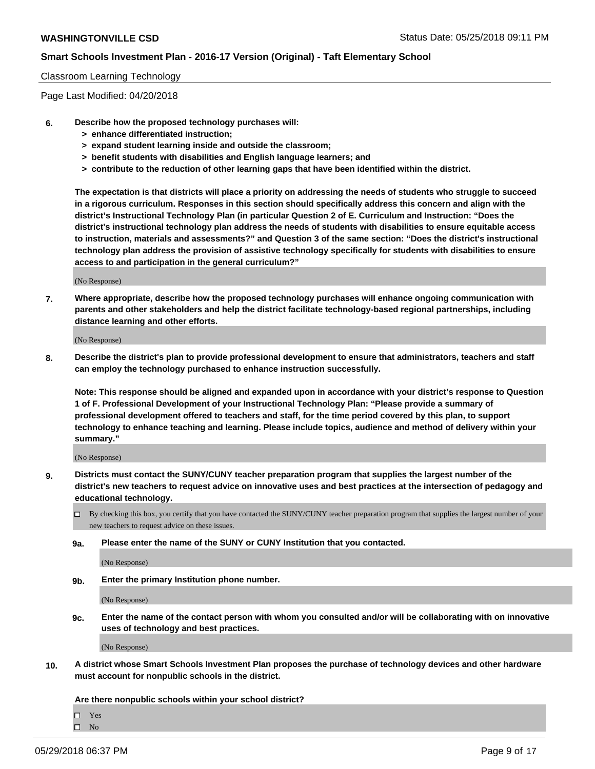Classroom Learning Technology

Page Last Modified: 04/20/2018

**6. Describe how the proposed technology purchases will:**
- **> enhance differentiated instruction;**
- **> expand student learning inside and outside the classroom;**
- **> benefit students with disabilities and English language learners; and**
- **> contribute to the reduction of other learning gaps that have been identified within the district.**

**The expectation is that districts will place a priority on addressing the needs of students who struggle to succeed in a rigorous curriculum. Responses in this section should specifically address this concern and align with the district's Instructional Technology Plan (in particular Question 2 of E. Curriculum and Instruction: "Does the district's instructional technology plan address the needs of students with disabilities to ensure equitable access to instruction, materials and assessments?" and Question 3 of the same section: "Does the district's instructional technology plan address the provision of assistive technology specifically for students with disabilities to ensure access to and participation in the general curriculum?"**

(No Response)

**7. Where appropriate, describe how the proposed technology purchases will enhance ongoing communication with parents and other stakeholders and help the district facilitate technology-based regional partnerships, including distance learning and other efforts.**

(No Response)

**8. Describe the district's plan to provide professional development to ensure that administrators, teachers and staff can employ the technology purchased to enhance instruction successfully.**

**Note: This response should be aligned and expanded upon in accordance with your district's response to Question 1 of F. Professional Development of your Instructional Technology Plan: "Please provide a summary of professional development offered to teachers and staff, for the time period covered by this plan, to support technology to enhance teaching and learning. Please include topics, audience and method of delivery within your summary."**

(No Response)

**9. Districts must contact the SUNY/CUNY teacher preparation program that supplies the largest number of the district's new teachers to request advice on innovative uses and best practices at the intersection of pedagogy and educational technology.**

☐ By checking this box, you certify that you have contacted the SUNY/CUNY teacher preparation program that supplies the largest number of your new teachers to request advice on these issues.

**9a. Please enter the name of the SUNY or CUNY Institution that you contacted.**

(No Response)

**9b. Enter the primary Institution phone number.**

(No Response)

**9c. Enter the name of the contact person with whom you consulted and/or will be collaborating with on innovative uses of technology and best practices.**

(No Response)

**10. A district whose Smart Schools Investment Plan proposes the purchase of technology devices and other hardware must account for nonpublic schools in the district.**

**Are there nonpublic schools within your school district?**

☐ Yes
☐ No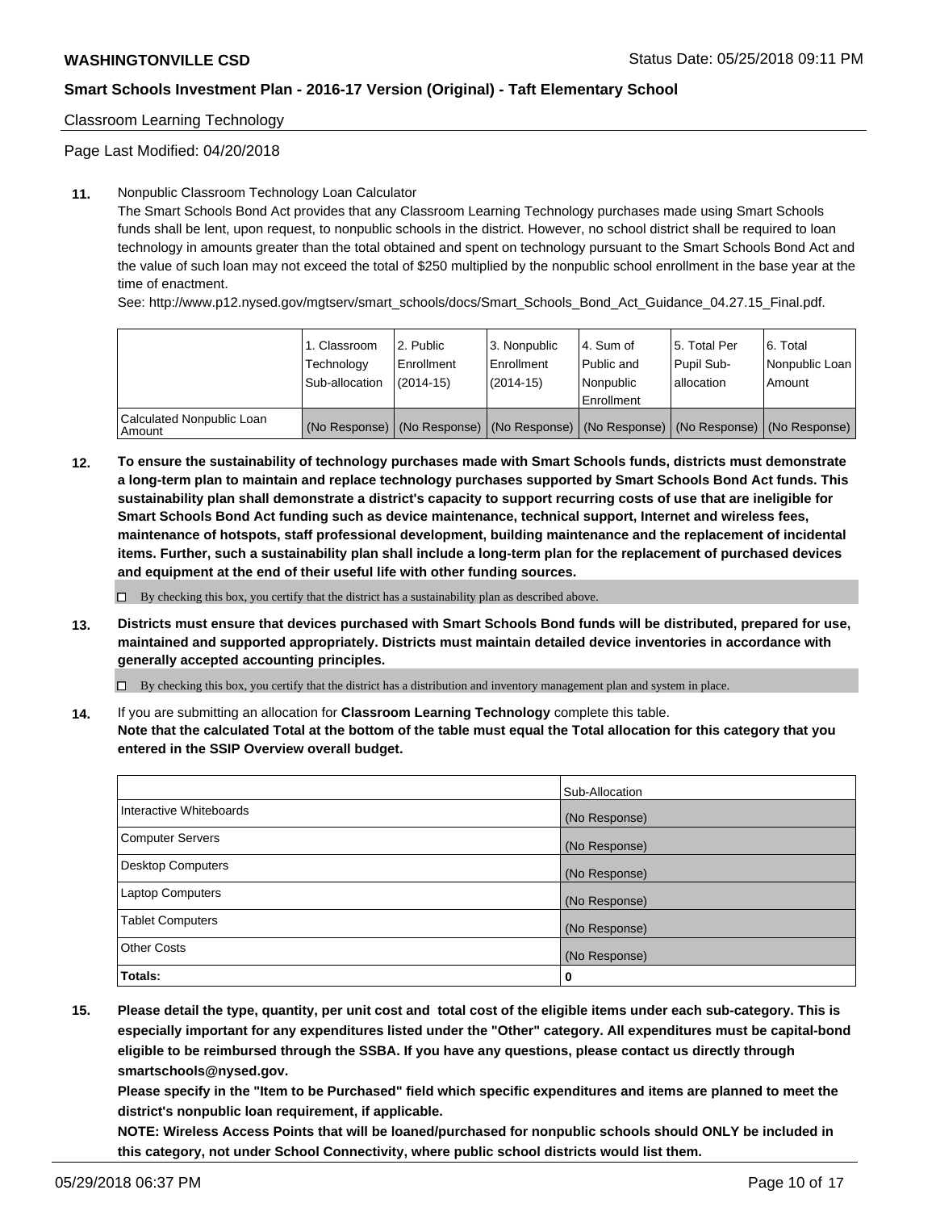**WASHINGTONVILLE CSD** Status Date: 05/25/2018 09:11 PM

**Smart Schools Investment Plan - 2016-17 Version (Original) - Taft Elementary School**

Classroom Learning Technology

Page Last Modified: 04/20/2018

**11.** Nonpublic Classroom Technology Loan Calculator

The Smart Schools Bond Act provides that any Classroom Learning Technology purchases made using Smart Schools funds shall be lent, upon request, to nonpublic schools in the district. However, no school district shall be required to loan technology in amounts greater than the total obtained and spent on technology pursuant to the Smart Schools Bond Act and the value of such loan may not exceed the total of $250 multiplied by the nonpublic school enrollment in the base year at the time of enactment.

See: http://www.p12.nysed.gov/mgtserv/smart_schools/docs/Smart_Schools_Bond_Act_Guidance_04.27.15_Final.pdf.

| | 1. Classroom Technology Sub-allocation | 2. Public Enrollment (2014-15) | 3. Nonpublic Enrollment (2014-15) | 4. Sum of Public and Nonpublic Enrollment | 5. Total Per Pupil Sub-allocation | 6. Total Nonpublic Loan Amount |
|---|---|---|---|---|---|---|
| Calculated Nonpublic Loan Amount | (No Response) | (No Response) | (No Response) | (No Response) | (No Response) | (No Response) |

**12. To ensure the sustainability of technology purchases made with Smart Schools funds, districts must demonstrate a long-term plan to maintain and replace technology purchases supported by Smart Schools Bond Act funds. This sustainability plan shall demonstrate a district's capacity to support recurring costs of use that are ineligible for Smart Schools Bond Act funding such as device maintenance, technical support, Internet and wireless fees, maintenance of hotspots, staff professional development, building maintenance and the replacement of incidental items. Further, such a sustainability plan shall include a long-term plan for the replacement of purchased devices and equipment at the end of their useful life with other funding sources.**

☐ By checking this box, you certify that the district has a sustainability plan as described above.

**13. Districts must ensure that devices purchased with Smart Schools Bond funds will be distributed, prepared for use, maintained and supported appropriately. Districts must maintain detailed device inventories in accordance with generally accepted accounting principles.**

☐ By checking this box, you certify that the district has a distribution and inventory management plan and system in place.

**14.** If you are submitting an allocation for **Classroom Learning Technology** complete this table.
**Note that the calculated Total at the bottom of the table must equal the Total allocation for this category that you entered in the SSIP Overview overall budget.**

| | Sub-Allocation |
|---|---|
| Interactive Whiteboards | (No Response) |
| Computer Servers | (No Response) |
| Desktop Computers | (No Response) |
| Laptop Computers | (No Response) |
| Tablet Computers | (No Response) |
| Other Costs | (No Response) |
| **Totals:** | **0** |

**15. Please detail the type, quantity, per unit cost and total cost of the eligible items under each sub-category. This is especially important for any expenditures listed under the "Other" category. All expenditures must be capital-bond eligible to be reimbursed through the SSBA. If you have any questions, please contact us directly through smartschools@nysed.gov.**

**Please specify in the "Item to be Purchased" field which specific expenditures and items are planned to meet the district's nonpublic loan requirement, if applicable.**

**NOTE: Wireless Access Points that will be loaned/purchased for nonpublic schools should ONLY be included in this category, not under School Connectivity, where public school districts would list them.**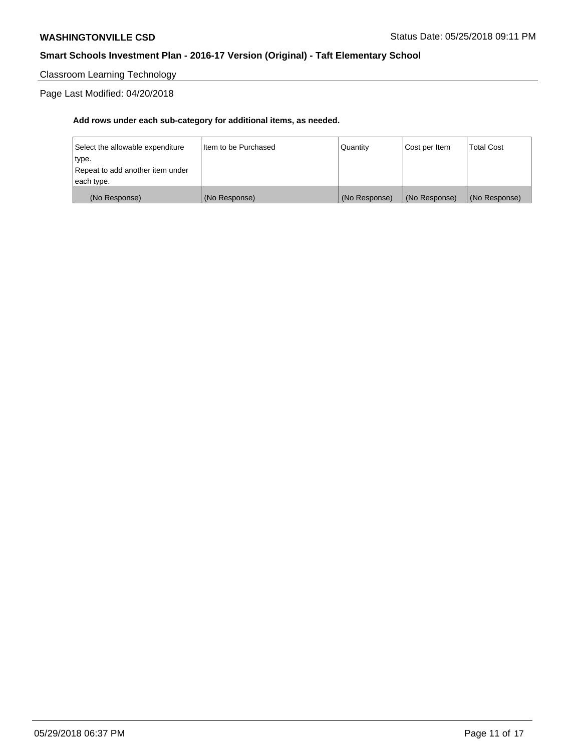## Smart Schools Investment Plan - 2016-17 Version (Original) - Taft Elementary School

Classroom Learning Technology

Page Last Modified: 04/20/2018

**Add rows under each sub-category for additional items, as needed.**

| Select the allowable expenditure type. Repeat to add another item under each type. | Item to be Purchased | Quantity | Cost per Item | Total Cost |
|---|---|---|---|---|
| (No Response) | (No Response) | (No Response) | (No Response) | (No Response) |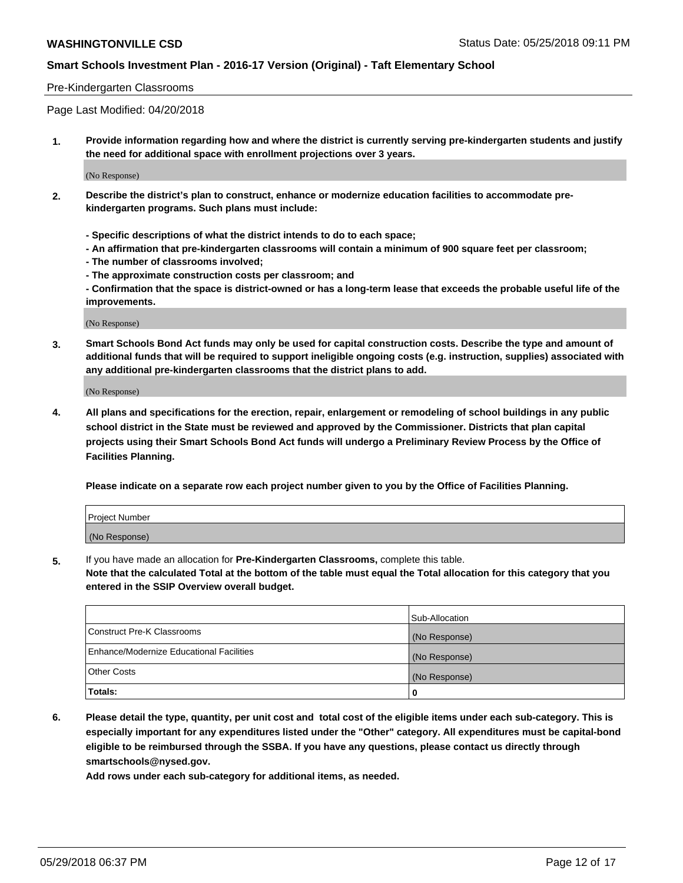Pre-Kindergarten Classrooms

Page Last Modified: 04/20/2018

1. **Provide information regarding how and where the district is currently serving pre-kindergarten students and justify the need for additional space with enrollment projections over 3 years.**

(No Response)

2. **Describe the district's plan to construct, enhance or modernize education facilities to accommodate pre-kindergarten programs. Such plans must include:**

   **- Specific descriptions of what the district intends to do to each space;**
   **- An affirmation that pre-kindergarten classrooms will contain a minimum of 900 square feet per classroom;**
   **- The number of classrooms involved;**
   **- The approximate construction costs per classroom; and**
   **- Confirmation that the space is district-owned or has a long-term lease that exceeds the probable useful life of the improvements.**

(No Response)

3. **Smart Schools Bond Act funds may only be used for capital construction costs. Describe the type and amount of additional funds that will be required to support ineligible ongoing costs (e.g. instruction, supplies) associated with any additional pre-kindergarten classrooms that the district plans to add.**

(No Response)

4. **All plans and specifications for the erection, repair, enlargement or remodeling of school buildings in any public school district in the State must be reviewed and approved by the Commissioner. Districts that plan capital projects using their Smart Schools Bond Act funds will undergo a Preliminary Review Process by the Office of Facilities Planning.**

   **Please indicate on a separate row each project number given to you by the Office of Facilities Planning.**

| Project Number |
|---|
| (No Response) |

5. If you have made an allocation for **Pre-Kindergarten Classrooms,** complete this table.
   **Note that the calculated Total at the bottom of the table must equal the Total allocation for this category that you entered in the SSIP Overview overall budget.**

| | Sub-Allocation |
|---|---|
| Construct Pre-K Classrooms | (No Response) |
| Enhance/Modernize Educational Facilities | (No Response) |
| Other Costs | (No Response) |
| **Totals:** | **0** |

6. **Please detail the type, quantity, per unit cost and total cost of the eligible items under each sub-category. This is especially important for any expenditures listed under the "Other" category. All expenditures must be capital-bond eligible to be reimbursed through the SSBA. If you have any questions, please contact us directly through smartschools@nysed.gov.**

   **Add rows under each sub-category for additional items, as needed.**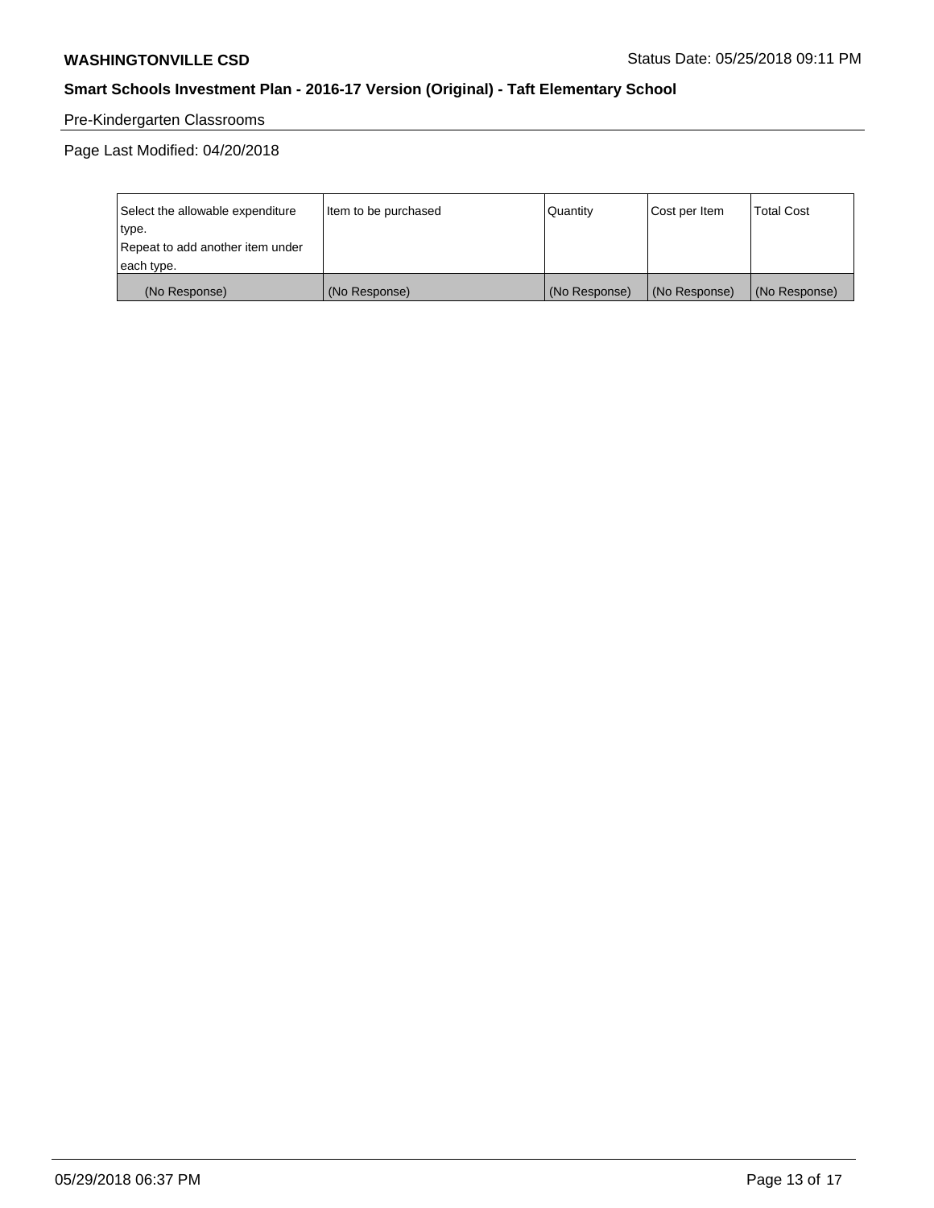**WASHINGTONVILLE CSD** Status Date: 05/25/2018 09:11 PM

**Smart Schools Investment Plan - 2016-17 Version (Original) - Taft Elementary School**

Pre-Kindergarten Classrooms

Page Last Modified: 04/20/2018

| Select the allowable expenditure type.<br>Repeat to add another item under each type. | Item to be purchased | Quantity | Cost per Item | Total Cost |
|---|---|---|---|---|
| (No Response) | (No Response) | (No Response) | (No Response) | (No Response) |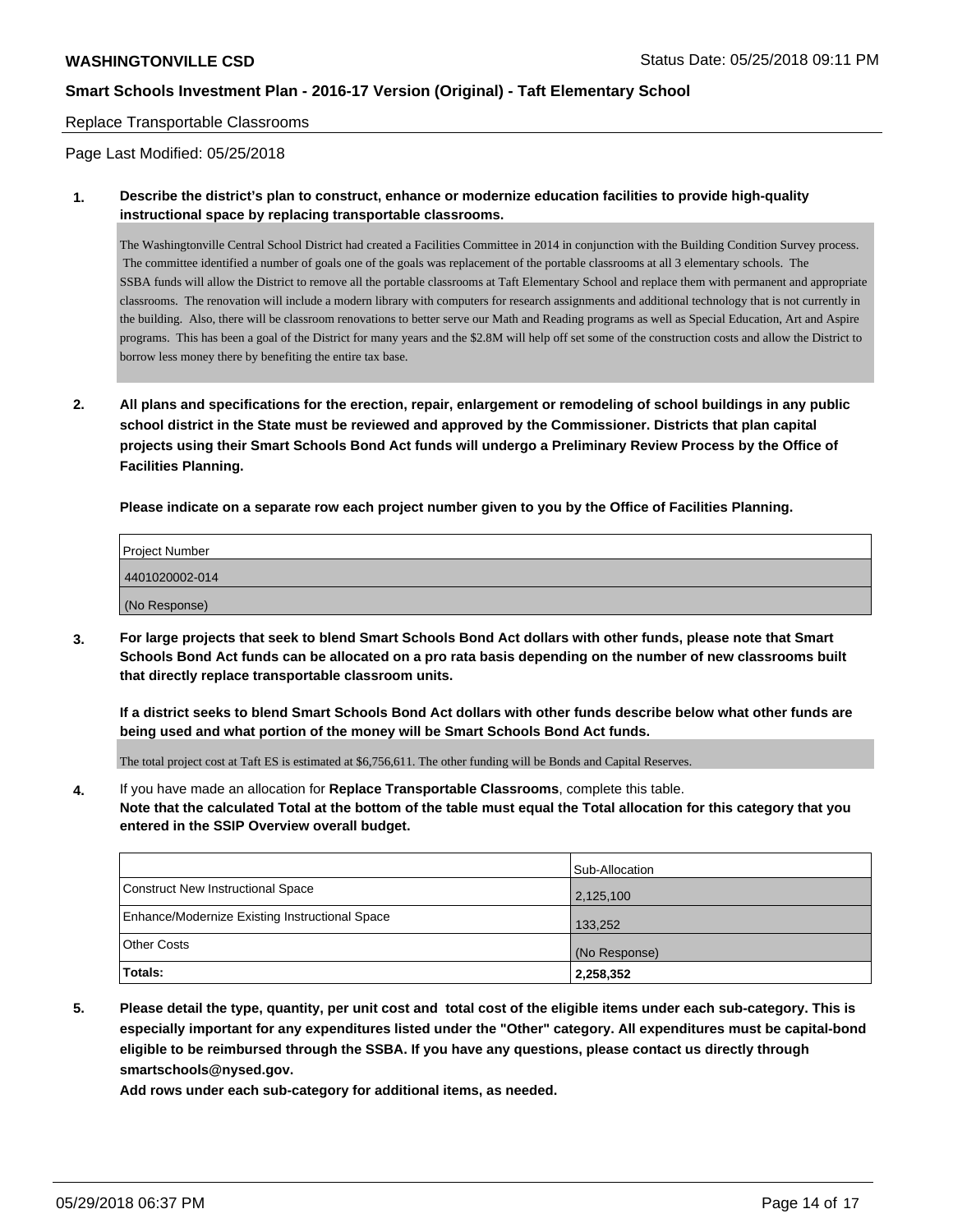Replace Transportable Classrooms

Page Last Modified: 05/25/2018

**1. Describe the district's plan to construct, enhance or modernize education facilities to provide high-quality instructional space by replacing transportable classrooms.**

The Washingtonville Central School District had created a Facilities Committee in 2014 in conjunction with the Building Condition Survey process. The committee identified a number of goals one of the goals was replacement of the portable classrooms at all 3 elementary schools. The SSBA funds will allow the District to remove all the portable classrooms at Taft Elementary School and replace them with permanent and appropriate classrooms. The renovation will include a modern library with computers for research assignments and additional technology that is not currently in the building. Also, there will be classroom renovations to better serve our Math and Reading programs as well as Special Education, Art and Aspire programs. This has been a goal of the District for many years and the $2.8M will help off set some of the construction costs and allow the District to borrow less money there by benefiting the entire tax base.

**2. All plans and specifications for the erection, repair, enlargement or remodeling of school buildings in any public school district in the State must be reviewed and approved by the Commissioner. Districts that plan capital projects using their Smart Schools Bond Act funds will undergo a Preliminary Review Process by the Office of Facilities Planning.**

**Please indicate on a separate row each project number given to you by the Office of Facilities Planning.**

| Project Number |
|---|
| 4401020002-014 |
| (No Response) |

**3. For large projects that seek to blend Smart Schools Bond Act dollars with other funds, please note that Smart Schools Bond Act funds can be allocated on a pro rata basis depending on the number of new classrooms built that directly replace transportable classroom units.**

**If a district seeks to blend Smart Schools Bond Act dollars with other funds describe below what other funds are being used and what portion of the money will be Smart Schools Bond Act funds.**

The total project cost at Taft ES is estimated at $6,756,611. The other funding will be Bonds and Capital Reserves.

**4.** If you have made an allocation for **Replace Transportable Classrooms**, complete this table.
**Note that the calculated Total at the bottom of the table must equal the Total allocation for this category that you entered in the SSIP Overview overall budget.**

| | Sub-Allocation |
|---|---|
| Construct New Instructional Space | 2,125,100 |
| Enhance/Modernize Existing Instructional Space | 133,252 |
| Other Costs | (No Response) |
| **Totals:** | **2,258,352** |

**5. Please detail the type, quantity, per unit cost and total cost of the eligible items under each sub-category. This is especially important for any expenditures listed under the "Other" category. All expenditures must be capital-bond eligible to be reimbursed through the SSBA. If you have any questions, please contact us directly through smartschools@nysed.gov.**

**Add rows under each sub-category for additional items, as needed.**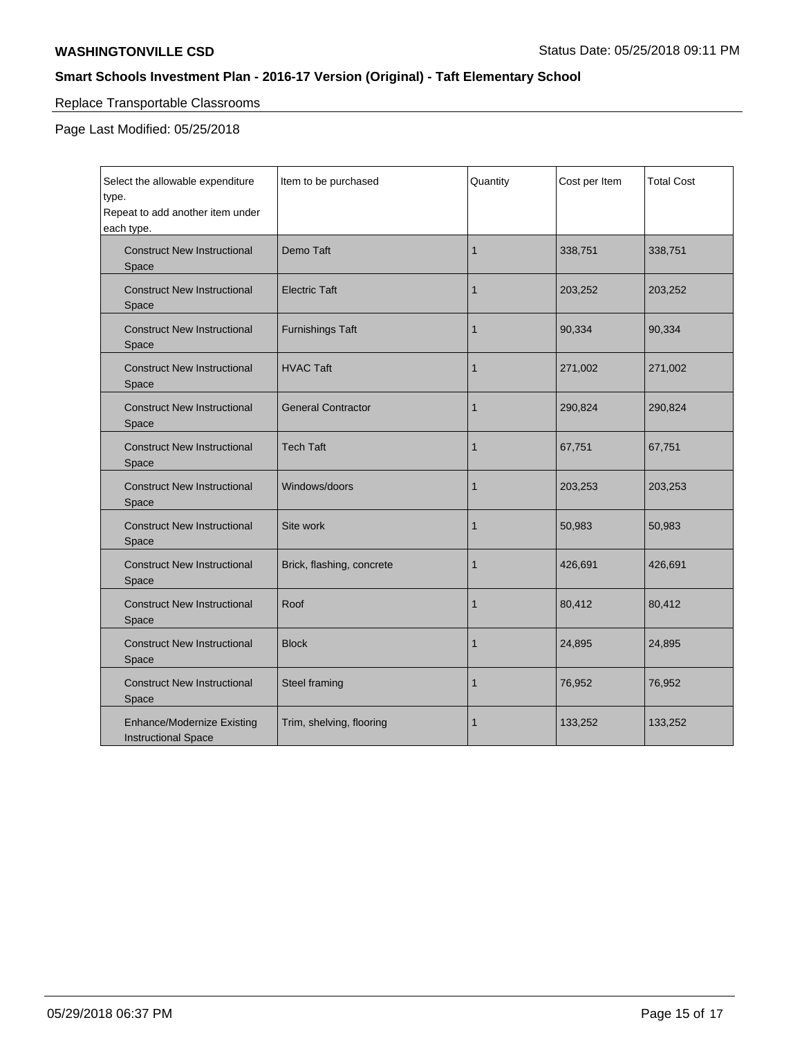## Replace Transportable Classrooms

Page Last Modified: 05/25/2018

| Select the allowable expenditure type. Repeat to add another item under each type. | Item to be purchased | Quantity | Cost per Item | Total Cost |
| --- | --- | --- | --- | --- |
| Construct New Instructional Space | Demo Taft | 1 | 338,751 | 338,751 |
| Construct New Instructional Space | Electric Taft | 1 | 203,252 | 203,252 |
| Construct New Instructional Space | Furnishings Taft | 1 | 90,334 | 90,334 |
| Construct New Instructional Space | HVAC Taft | 1 | 271,002 | 271,002 |
| Construct New Instructional Space | General Contractor | 1 | 290,824 | 290,824 |
| Construct New Instructional Space | Tech Taft | 1 | 67,751 | 67,751 |
| Construct New Instructional Space | Windows/doors | 1 | 203,253 | 203,253 |
| Construct New Instructional Space | Site work | 1 | 50,983 | 50,983 |
| Construct New Instructional Space | Brick, flashing, concrete | 1 | 426,691 | 426,691 |
| Construct New Instructional Space | Roof | 1 | 80,412 | 80,412 |
| Construct New Instructional Space | Block | 1 | 24,895 | 24,895 |
| Construct New Instructional Space | Steel framing | 1 | 76,952 | 76,952 |
| Enhance/Modernize Existing Instructional Space | Trim, shelving, flooring | 1 | 133,252 | 133,252 |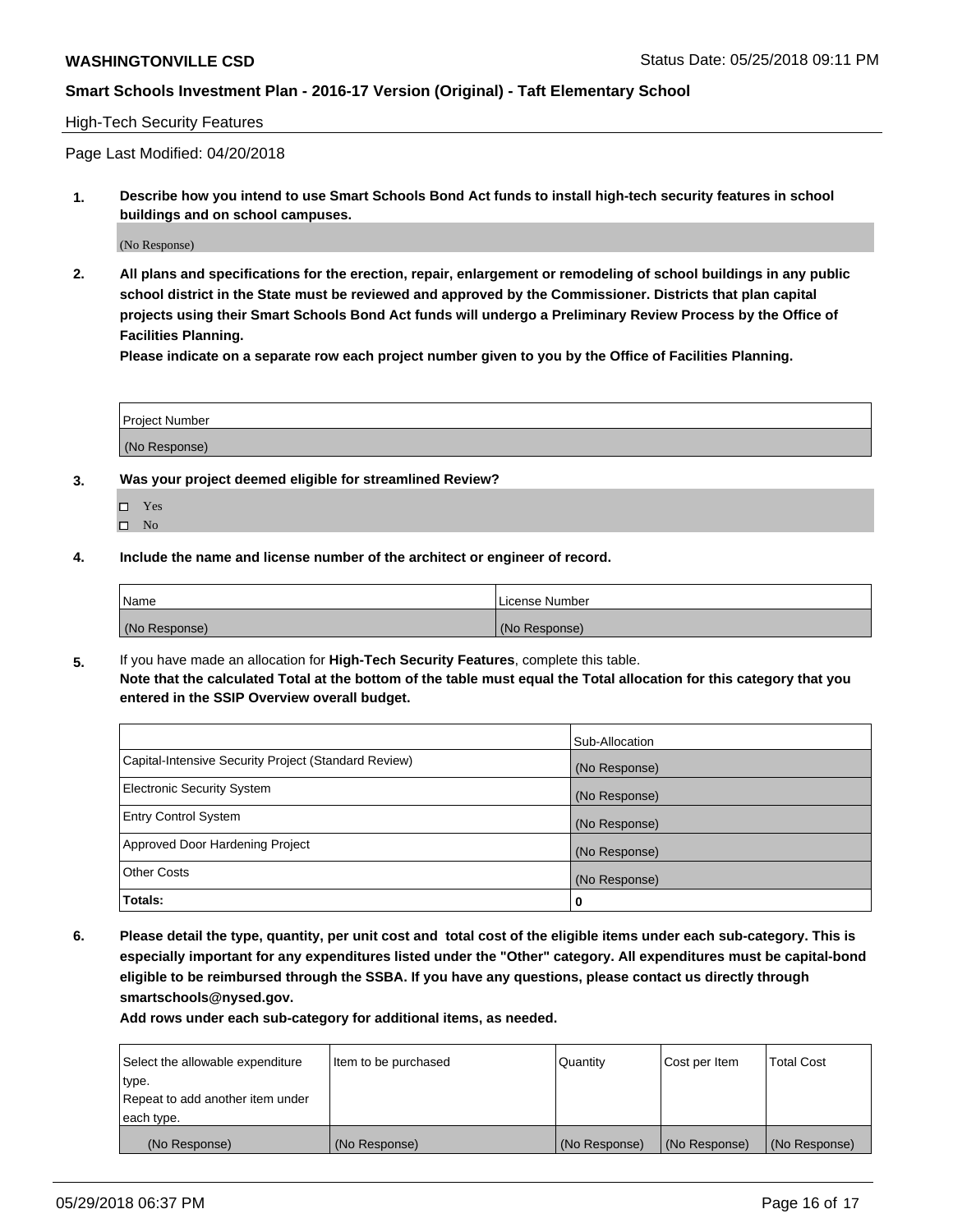**WASHINGTONVILLE CSD** Status Date: 05/25/2018 09:11 PM

**Smart Schools Investment Plan - 2016-17 Version (Original) - Taft Elementary School**

High-Tech Security Features

Page Last Modified: 04/20/2018

**1. Describe how you intend to use Smart Schools Bond Act funds to install high-tech security features in school buildings and on school campuses.**

(No Response)

**2. All plans and specifications for the erection, repair, enlargement or remodeling of school buildings in any public school district in the State must be reviewed and approved by the Commissioner. Districts that plan capital projects using their Smart Schools Bond Act funds will undergo a Preliminary Review Process by the Office of Facilities Planning.**

**Please indicate on a separate row each project number given to you by the Office of Facilities Planning.**

| Project Number |
|---|
| (No Response) |

**3. Was your project deemed eligible for streamlined Review?**

☐ Yes
☐ No

**4. Include the name and license number of the architect or engineer of record.**

| Name | License Number |
|---|---|
| (No Response) | (No Response) |

**5.** If you have made an allocation for **High-Tech Security Features**, complete this table.
**Note that the calculated Total at the bottom of the table must equal the Total allocation for this category that you entered in the SSIP Overview overall budget.**

| | Sub-Allocation |
|---|---|
| Capital-Intensive Security Project (Standard Review) | (No Response) |
| Electronic Security System | (No Response) |
| Entry Control System | (No Response) |
| Approved Door Hardening Project | (No Response) |
| Other Costs | (No Response) |
| **Totals:** | **0** |

**6. Please detail the type, quantity, per unit cost and total cost of the eligible items under each sub-category. This is especially important for any expenditures listed under the "Other" category. All expenditures must be capital-bond eligible to be reimbursed through the SSBA. If you have any questions, please contact us directly through smartschools@nysed.gov.**

**Add rows under each sub-category for additional items, as needed.**

| Select the allowable expenditure type. Repeat to add another item under each type. | Item to be purchased | Quantity | Cost per Item | Total Cost |
|---|---|---|---|---|
| (No Response) | (No Response) | (No Response) | (No Response) | (No Response) |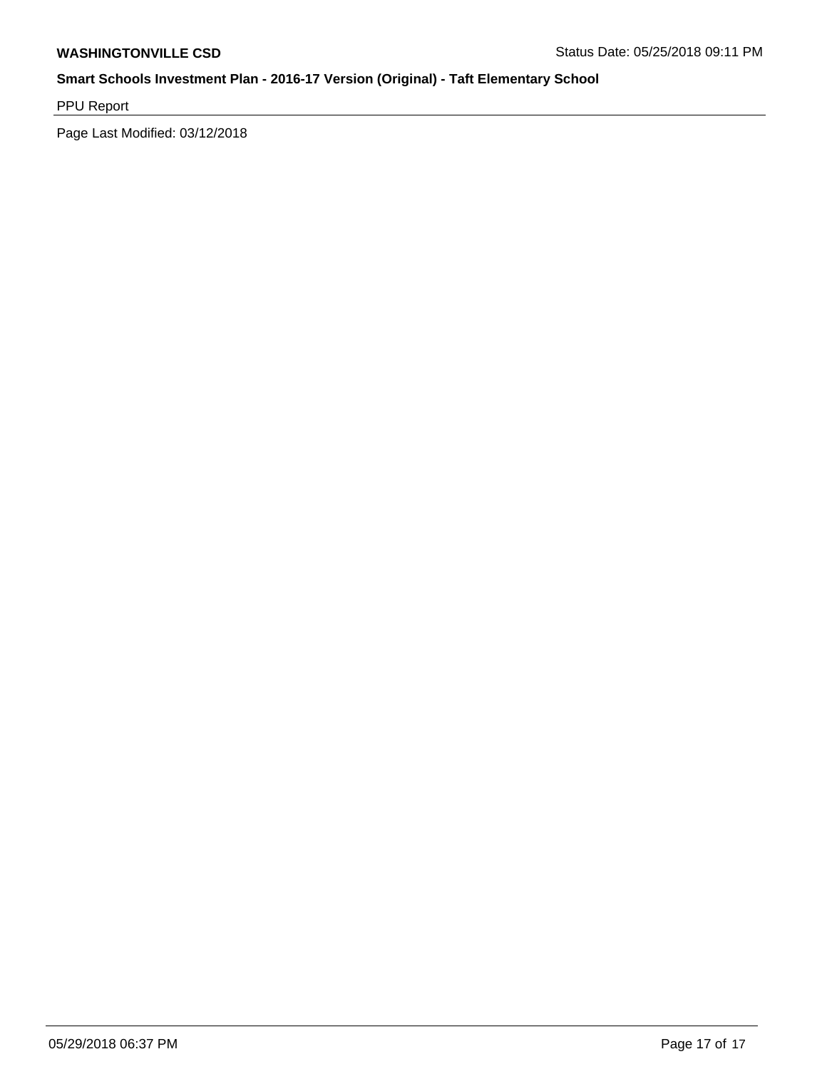PPU Report

Page Last Modified: 03/12/2018